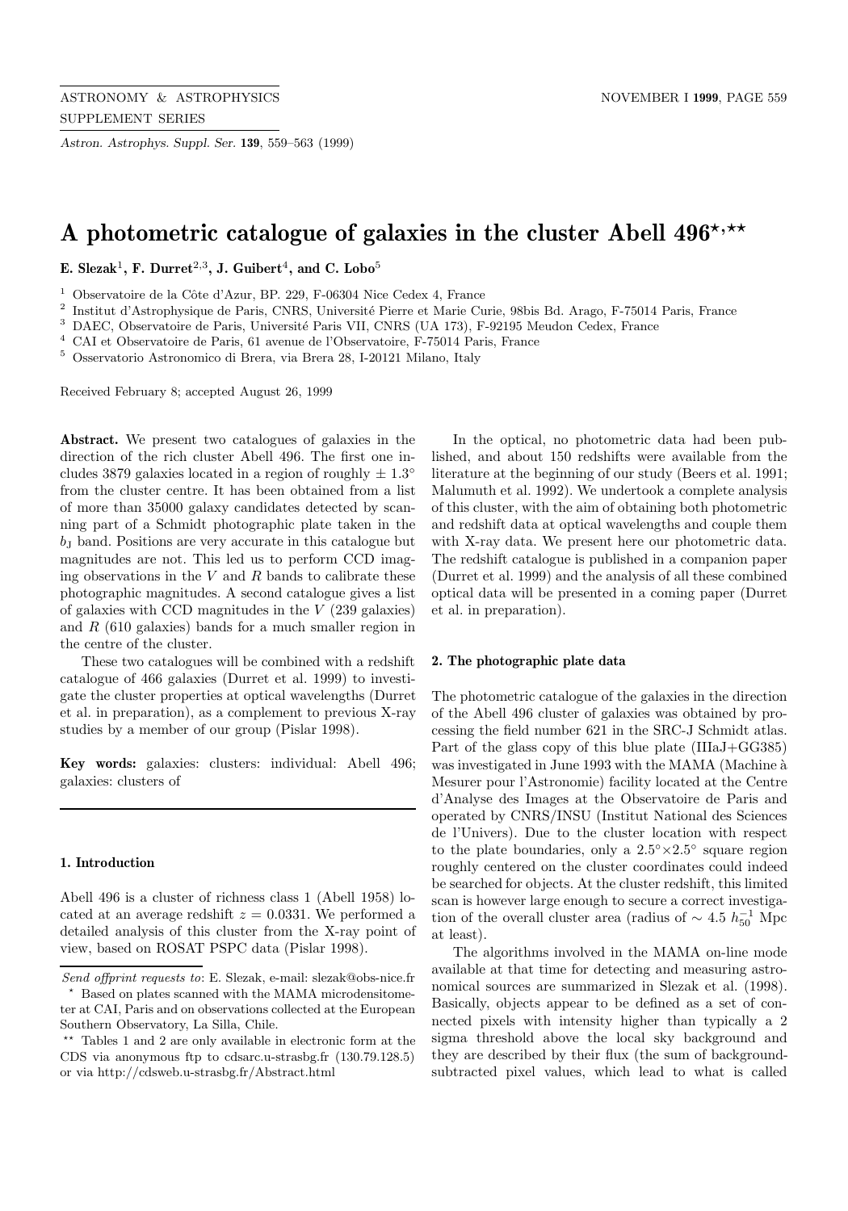# A photometric catalogue of galaxies in the cluster Abell 496[⋆,⋆⋆]

**E. Slezak[1], F. Durret[2,3], J. Guibert[4], and C. Lobo[5]**

[1] Observatoire de la Côte d'Azur, BP. 229, F-06304 Nice Cedex 4, France
[2] Institut d'Astrophysique de Paris, CNRS, Université Pierre et Marie Curie, 98bis Bd. Arago, F-75014 Paris, France
[3] DAEC, Observatoire de Paris, Université Paris VII, CNRS (UA 173), F-92195 Meudon Cedex, France
[4] CAI et Observatoire de Paris, 61 avenue de l'Observatoire, F-75014 Paris, France
[5] Osservatorio Astronomico di Brera, via Brera 28, I-20121 Milano, Italy

Received February 8; accepted August 26, 1999

**Abstract.** We present two catalogues of galaxies in the direction of the rich cluster Abell 496. The first one includes 3879 galaxies located in a region of roughly $\pm$ 1.3° from the cluster centre. It has been obtained from a list of more than 35000 galaxy candidates detected by scanning part of a Schmidt photographic plate taken in the $b_{\rm J}$ band. Positions are very accurate in this catalogue but magnitudes are not. This led us to perform CCD imaging observations in the $V$ and $R$ bands to calibrate these photographic magnitudes. A second catalogue gives a list of galaxies with CCD magnitudes in the $V$ (239 galaxies) and $R$ (610 galaxies) bands for a much smaller region in the centre of the cluster.

These two catalogues will be combined with a redshift catalogue of 466 galaxies (Durret et al. 1999) to investigate the cluster properties at optical wavelengths (Durret et al. in preparation), as a complement to previous X-ray studies by a member of our group (Pislar 1998).

**Key words:** galaxies: clusters: individual: Abell 496; galaxies: clusters of

## 1. Introduction

Abell 496 is a cluster of richness class 1 (Abell 1958) located at an average redshift $z = 0.0331$. We performed a detailed analysis of this cluster from the X-ray point of view, based on ROSAT PSPC data (Pislar 1998).

In the optical, no photometric data had been published, and about 150 redshifts were available from the literature at the beginning of our study (Beers et al. 1991; Malumuth et al. 1992). We undertook a complete analysis of this cluster, with the aim of obtaining both photometric and redshift data at optical wavelengths and couple them with X-ray data. We present here our photometric data. The redshift catalogue is published in a companion paper (Durret et al. 1999) and the analysis of all these combined optical data will be presented in a coming paper (Durret et al. in preparation).

## 2. The photographic plate data

The photometric catalogue of the galaxies in the direction of the Abell 496 cluster of galaxies was obtained by processing the field number 621 in the SRC-J Schmidt atlas. Part of the glass copy of this blue plate (IIIaJ+GG385) was investigated in June 1993 with the MAMA (Machine à Mesurer pour l'Astronomie) facility located at the Centre d'Analyse des Images at the Observatoire de Paris and operated by CNRS/INSU (Institut National des Sciences de l'Univers). Due to the cluster location with respect to the plate boundaries, only a 2.5°×2.5° square region roughly centered on the cluster coordinates could indeed be searched for objects. At the cluster redshift, this limited scan is however large enough to secure a correct investigation of the overall cluster area (radius of $\sim 4.5\ h_{50}^{-1}$ Mpc at least).

The algorithms involved in the MAMA on-line mode available at that time for detecting and measuring astronomical sources are summarized in Slezak et al. (1998). Basically, objects appear to be defined as a set of connected pixels with intensity higher than typically a 2 sigma threshold above the local sky background and they are described by their flux (the sum of background-subtracted pixel values, which lead to what is called

*Send offprint requests to*: E. Slezak, e-mail: slezak@obs-nice.fr

⋆ Based on plates scanned with the MAMA microdensitometer at CAI, Paris and on observations collected at the European Southern Observatory, La Silla, Chile.

⋆⋆ Tables 1 and 2 are only available in electronic form at the CDS via anonymous ftp to cdsarc.u-strasbg.fr (130.79.128.5) or via http://cdsweb.u-strasbg.fr/Abstract.html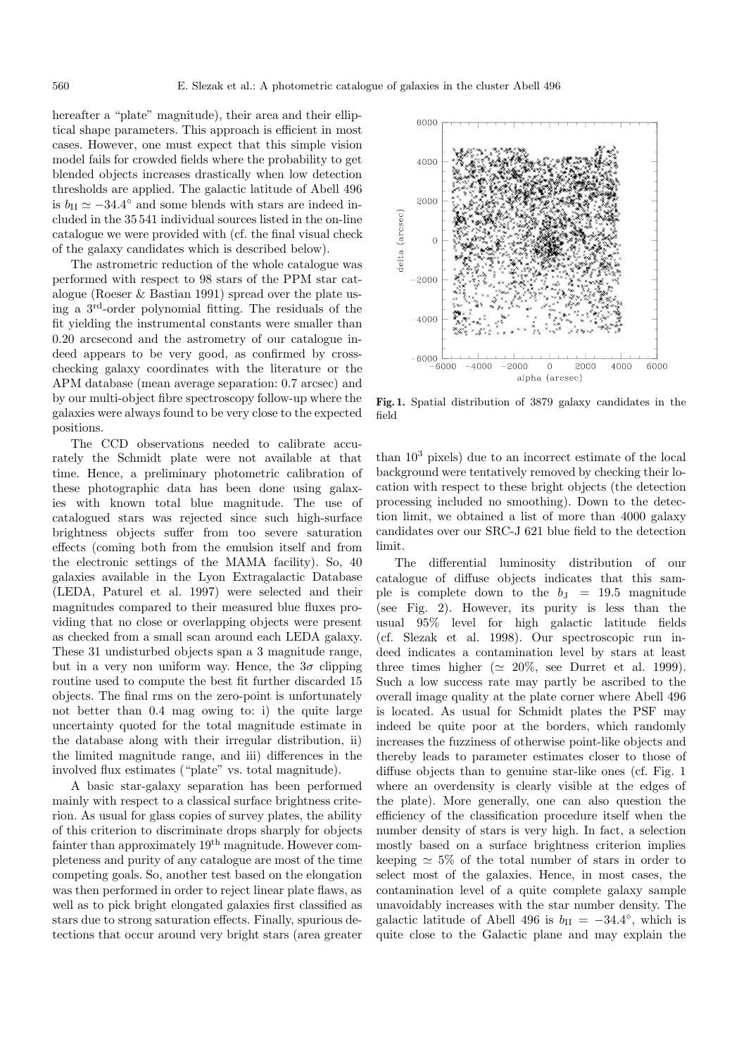hereafter a "plate" magnitude), their area and their elliptical shape parameters. This approach is efficient in most cases. However, one must expect that this simple vision model fails for crowded fields where the probability to get blended objects increases drastically when low detection thresholds are applied. The galactic latitude of Abell 496 is $b_{\rm II} \simeq -34.4°$ and some blends with stars are indeed included in the 35 541 individual sources listed in the on-line catalogue we were provided with (cf. the final visual check of the galaxy candidates which is described below).

The astrometric reduction of the whole catalogue was performed with respect to 98 stars of the PPM star catalogue (Roeser & Bastian 1991) spread over the plate using a 3rd-order polynomial fitting. The residuals of the fit yielding the instrumental constants were smaller than 0.20 arcsecond and the astrometry of our catalogue indeed appears to be very good, as confirmed by cross-checking galaxy coordinates with the literature or the APM database (mean average separation: 0.7 arcsec) and by our multi-object fibre spectroscopy follow-up where the galaxies were always found to be very close to the expected positions.

The CCD observations needed to calibrate accurately the Schmidt plate were not available at that time. Hence, a preliminary photometric calibration of these photographic data has been done using galaxies with known total blue magnitude. The use of catalogued stars was rejected since such high-surface brightness objects suffer from too severe saturation effects (coming both from the emulsion itself and from the electronic settings of the MAMA facility). So, 40 galaxies available in the Lyon Extragalactic Database (LEDA, Paturel et al. 1997) were selected and their magnitudes compared to their measured blue fluxes providing that no close or overlapping objects were present as checked from a small scan around each LEDA galaxy. These 31 undisturbed objects span a 3 magnitude range, but in a very non uniform way. Hence, the $3\sigma$ clipping routine used to compute the best fit further discarded 15 objects. The final rms on the zero-point is unfortunately not better than 0.4 mag owing to: i) the quite large uncertainty quoted for the total magnitude estimate in the database along with their irregular distribution, ii) the limited magnitude range, and iii) differences in the involved flux estimates ("plate" vs. total magnitude).

A basic star-galaxy separation has been performed mainly with respect to a classical surface brightness criterion. As usual for glass copies of survey plates, the ability of this criterion to discriminate drops sharply for objects fainter than approximately 19th magnitude. However completeness and purity of any catalogue are most of the time competing goals. So, another test based on the elongation was then performed in order to reject linear plate flaws, as well as to pick bright elongated galaxies first classified as stars due to strong saturation effects. Finally, spurious detections that occur around very bright stars (area greater than $10^3$ pixels) due to an incorrect estimate of the local background were tentatively removed by checking their location with respect to these bright objects (the detection processing included no smoothing). Down to the detection limit, we obtained a list of more than 4000 galaxy candidates over our SRC-J 621 blue field to the detection limit.

**Fig. 1.** Spatial distribution of 3879 galaxy candidates in the field

The differential luminosity distribution of our catalogue of diffuse objects indicates that this sample is complete down to the $b_{\rm J} = 19.5$ magnitude (see Fig. 2). However, its purity is less than the usual 95% level for high galactic latitude fields (cf. Slezak et al. 1998). Our spectroscopic run indeed indicates a contamination level by stars at least three times higher ($\simeq$ 20%, see Durret et al. 1999). Such a low success rate may partly be ascribed to the overall image quality at the plate corner where Abell 496 is located. As usual for Schmidt plates the PSF may indeed be quite poor at the borders, which randomly increases the fuzziness of otherwise point-like objects and thereby leads to parameter estimates closer to those of diffuse objects than to genuine star-like ones (cf. Fig. 1 where an overdensity is clearly visible at the edges of the plate). More generally, one can also question the efficiency of the classification procedure itself when the number density of stars is very high. In fact, a selection mostly based on a surface brightness criterion implies keeping $\simeq$ 5% of the total number of stars in order to select most of the galaxies. Hence, in most cases, the contamination level of a quite complete galaxy sample unavoidably increases with the star number density. The galactic latitude of Abell 496 is $b_{\rm II} = -34.4°$, which is quite close to the Galactic plane and may explain the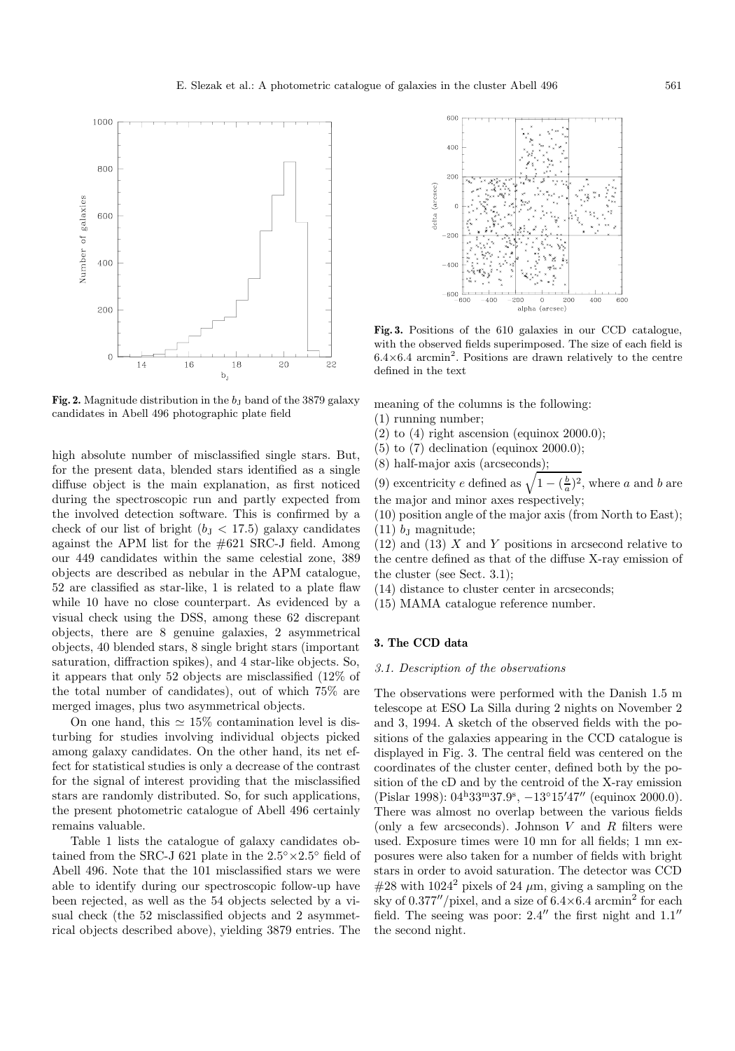**Fig. 2.** Magnitude distribution in the $b_J$ band of the 3879 galaxy candidates in Abell 496 photographic plate field

high absolute number of misclassified single stars. But, for the present data, blended stars identified as a single diffuse object is the main explanation, as first noticed during the spectroscopic run and partly expected from the involved detection software. This is confirmed by a check of our list of bright ($b_J < 17.5$) galaxy candidates against the APM list for the #621 SRC-J field. Among our 449 candidates within the same celestial zone, 389 objects are described as nebular in the APM catalogue, 52 are classified as star-like, 1 is related to a plate flaw while 10 have no close counterpart. As evidenced by a visual check using the DSS, among these 62 discrepant objects, there are 8 genuine galaxies, 2 asymmetrical objects, 40 blended stars, 8 single bright stars (important saturation, diffraction spikes), and 4 star-like objects. So, it appears that only 52 objects are misclassified (12% of the total number of candidates), out of which 75% are merged images, plus two asymmetrical objects.

On one hand, this $\simeq 15\%$ contamination level is disturbing for studies involving individual objects picked among galaxy candidates. On the other hand, its net effect for statistical studies is only a decrease of the contrast for the signal of interest providing that the misclassified stars are randomly distributed. So, for such applications, the present photometric catalogue of Abell 496 certainly remains valuable.

Table 1 lists the catalogue of galaxy candidates obtained from the SRC-J 621 plate in the $2.5° \times 2.5°$ field of Abell 496. Note that the 101 misclassified stars we were able to identify during our spectroscopic follow-up have been rejected, as well as the 54 objects selected by a visual check (the 52 misclassified objects and 2 asymmetrical objects described above), yielding 3879 entries. The meaning of the columns is the following:

(1) running number;
(2) to (4) right ascension (equinox 2000.0);
(5) to (7) declination (equinox 2000.0);
(8) half-major axis (arcseconds);
(9) excentricity $e$ defined as $\sqrt{1-(\frac{b}{a})^2}$, where $a$ and $b$ are the major and minor axes respectively;
(10) position angle of the major axis (from North to East);
(11) $b_J$ magnitude;
(12) and (13) $X$ and $Y$ positions in arcsecond relative to the centre defined as that of the diffuse X-ray emission of the cluster (see Sect. 3.1);
(14) distance to cluster center in arcseconds;
(15) MAMA catalogue reference number.

**Fig. 3.** Positions of the 610 galaxies in our CCD catalogue, with the observed fields superimposed. The size of each field is $6.4{\times}6.4$ arcmin$^2$. Positions are drawn relatively to the centre defined in the text

## 3. The CCD data

### 3.1. Description of the observations

The observations were performed with the Danish 1.5 m telescope at ESO La Silla during 2 nights on November 2 and 3, 1994. A sketch of the observed fields with the positions of the galaxies appearing in the CCD catalogue is displayed in Fig. 3. The central field was centered on the coordinates of the cluster center, defined both by the position of the cD and by the centroid of the X-ray emission (Pislar 1998): $04^h33^m37.9^s$, $-13°15'47''$ (equinox 2000.0). There was almost no overlap between the various fields (only a few arcseconds). Johnson $V$ and $R$ filters were used. Exposure times were 10 mn for all fields; 1 mn exposures were also taken for a number of fields with bright stars in order to avoid saturation. The detector was CCD #28 with $1024^2$ pixels of 24 $\mu$m, giving a sampling on the sky of $0.377''$/pixel, and a size of $6.4{\times}6.4$ arcmin$^2$ for each field. The seeing was poor: $2.4''$ the first night and $1.1''$ the second night.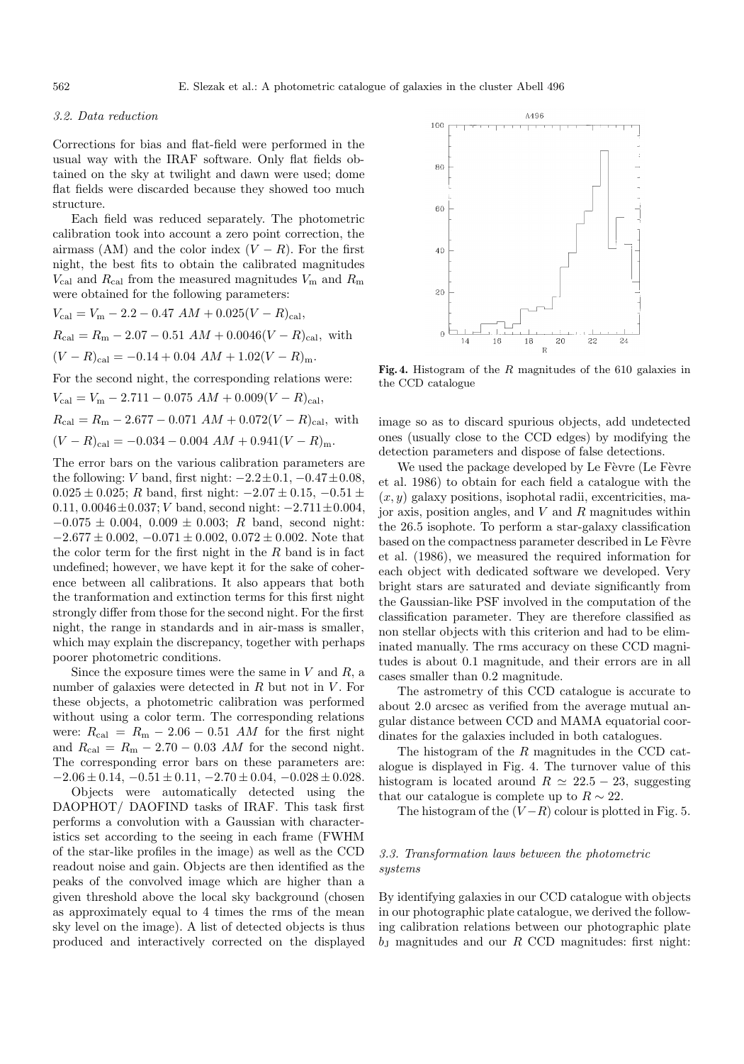### 3.2. Data reduction

Corrections for bias and flat-field were performed in the usual way with the IRAF software. Only flat fields obtained on the sky at twilight and dawn were used; dome flat fields were discarded because they showed too much structure.

Each field was reduced separately. The photometric calibration took into account a zero point correction, the airmass (AM) and the color index $(V-R)$. For the first night, the best fits to obtain the calibrated magnitudes $V_{\rm cal}$ and $R_{\rm cal}$ from the measured magnitudes $V_{\rm m}$ and $R_{\rm m}$ were obtained for the following parameters:

$$V_{\rm cal} = V_{\rm m} - 2.2 - 0.47\ AM + 0.025(V-R)_{\rm cal},$$

$$R_{\rm cal} = R_{\rm m} - 2.07 - 0.51\ AM + 0.0046(V-R)_{\rm cal},\ \text{with}$$

$$(V-R)_{\rm cal} = -0.14 + 0.04\ AM + 1.02(V-R)_{\rm m}.$$

For the second night, the corresponding relations were:

$$V_{\rm cal} = V_{\rm m} - 2.711 - 0.075\ AM + 0.009(V-R)_{\rm cal},$$

$$R_{\rm cal} = R_{\rm m} - 2.677 - 0.071\ AM + 0.072(V-R)_{\rm cal},\ \text{with}$$

$$(V-R)_{\rm cal} = -0.034 - 0.004\ AM + 0.941(V-R)_{\rm m}.$$

The error bars on the various calibration parameters are the following: $V$ band, first night: $-2.2\pm0.1$, $-0.47\pm0.08$, $0.025\pm0.025$; $R$ band, first night: $-2.07\pm0.15$, $-0.51\pm0.11$, $0.0046\pm0.037$; $V$ band, second night: $-2.711\pm0.004$, $-0.075\pm0.004$, $0.009\pm0.003$; $R$ band, second night: $-2.677\pm0.002$, $-0.071\pm0.002$, $0.072\pm0.002$. Note that the color term for the first night in the $R$ band is in fact undefined; however, we have kept it for the sake of coherence between all calibrations. It also appears that both the tranformation and extinction terms for this first night strongly differ from those for the second night. For the first night, the range in standards and in air-mass is smaller, which may explain the discrepancy, together with perhaps poorer photometric conditions.

Since the exposure times were the same in $V$ and $R$, a number of galaxies were detected in $R$ but not in $V$. For these objects, a photometric calibration was performed without using a color term. The corresponding relations were: $R_{\rm cal} = R_{\rm m} - 2.06 - 0.51\ AM$ for the first night and $R_{\rm cal} = R_{\rm m} - 2.70 - 0.03\ AM$ for the second night. The corresponding error bars on these parameters are: $-2.06\pm0.14$, $-0.51\pm0.11$, $-2.70\pm0.04$, $-0.028\pm0.028$.

Objects were automatically detected using the DAOPHOT/ DAOFIND tasks of IRAF. This task first performs a convolution with a Gaussian with characteristics set according to the seeing in each frame (FWHM of the star-like profiles in the image) as well as the CCD readout noise and gain. Objects are then identified as the peaks of the convolved image which are higher than a given threshold above the local sky background (chosen as approximately equal to 4 times the rms of the mean sky level on the image). A list of detected objects is thus produced and interactively corrected on the displayed image so as to discard spurious objects, add undetected ones (usually close to the CCD edges) by modifying the detection parameters and dispose of false detections.

**Fig. 4.** Histogram of the $R$ magnitudes of the 610 galaxies in the CCD catalogue

We used the package developed by Le Fèvre (Le Fèvre et al. 1986) to obtain for each field a catalogue with the $(x, y)$ galaxy positions, isophotal radii, excentricities, major axis, position angles, and $V$ and $R$ magnitudes within the 26.5 isophote. To perform a star-galaxy classification based on the compactness parameter described in Le Fèvre et al. (1986), we measured the required information for each object with dedicated software we developed. Very bright stars are saturated and deviate significantly from the Gaussian-like PSF involved in the computation of the classification parameter. They are therefore classified as non stellar objects with this criterion and had to be eliminated manually. The rms accuracy on these CCD magnitudes is about 0.1 magnitude, and their errors are in all cases smaller than 0.2 magnitude.

The astrometry of this CCD catalogue is accurate to about 2.0 arcsec as verified from the average mutual angular distance between CCD and MAMA equatorial coordinates for the galaxies included in both catalogues.

The histogram of the $R$ magnitudes in the CCD catalogue is displayed in Fig. 4. The turnover value of this histogram is located around $R \simeq 22.5-23$, suggesting that our catalogue is complete up to $R \sim 22$.

The histogram of the $(V-R)$ colour is plotted in Fig. 5.

### 3.3. Transformation laws between the photometric systems

By identifying galaxies in our CCD catalogue with objects in our photographic plate catalogue, we derived the following calibration relations between our photographic plate $b_{\rm J}$ magnitudes and our $R$ CCD magnitudes: first night: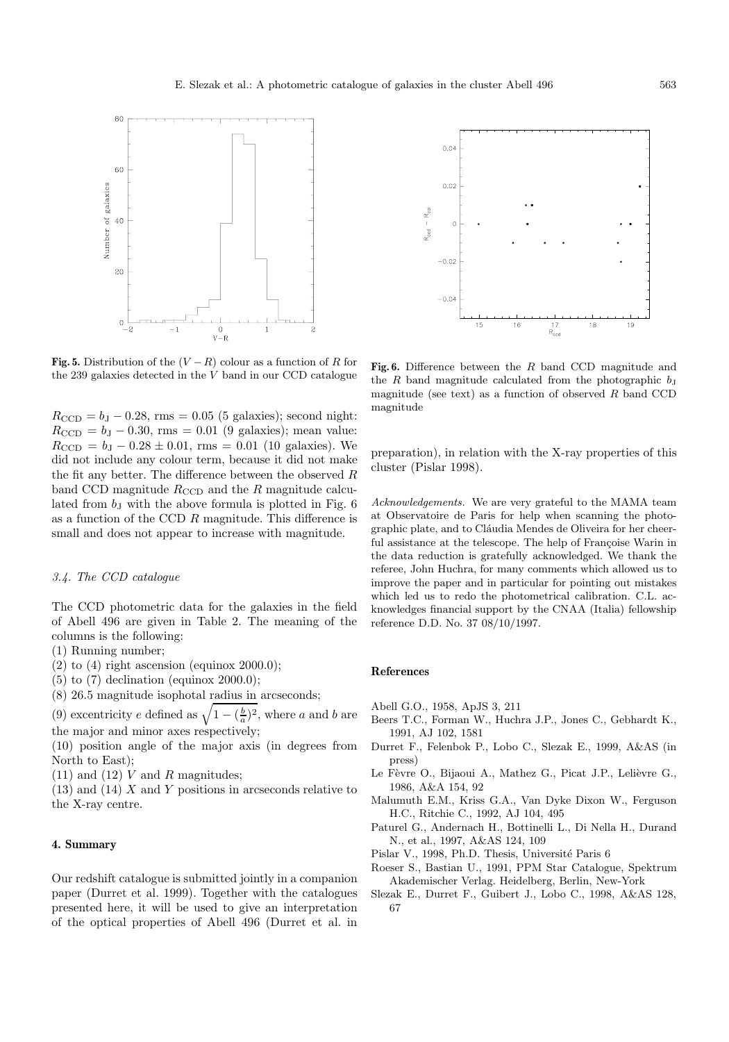80

60

Number of galaxies

40

20

0

−2 −1 0 1 2

V−R

**Fig. 5.** Distribution of the $(V-R)$ colour as a function of $R$ for the 239 galaxies detected in the $V$ band in our CCD catalogue

0.04

0.02

$R_{ccd} - R_{cal}$

0

−0.02

−0.04

15 16 17 18 19

$R_{ccd}$

**Fig. 6.** Difference between the $R$ band CCD magnitude and the $R$ band magnitude calculated from the photographic $b_{\rm J}$ magnitude (see text) as a function of observed $R$ band CCD magnitude

$R_{\rm CCD} = b_{\rm J} - 0.28$, rms = 0.05 (5 galaxies); second night: $R_{\rm CCD} = b_{\rm J} - 0.30$, rms = 0.01 (9 galaxies); mean value: $R_{\rm CCD} = b_{\rm J} - 0.28 \pm 0.01$, rms = 0.01 (10 galaxies). We did not include any colour term, because it did not make the fit any better. The difference between the observed $R$ band CCD magnitude $R_{\rm CCD}$ and the $R$ magnitude calculated from $b_{\rm J}$ with the above formula is plotted in Fig. 6 as a function of the CCD $R$ magnitude. This difference is small and does not appear to increase with magnitude.

### *3.4. The CCD catalogue*

The CCD photometric data for the galaxies in the field of Abell 496 are given in Table 2. The meaning of the columns is the following:

(1) Running number;

(2) to (4) right ascension (equinox 2000.0);

(5) to (7) declination (equinox 2000.0);

(8) 26.5 magnitude isophotal radius in arcseconds;

(9) excentricity $e$ defined as $\sqrt{1-(\frac{b}{a})^2}$, where $a$ and $b$ are the major and minor axes respectively;

(10) position angle of the major axis (in degrees from North to East);

(11) and (12) $V$ and $R$ magnitudes;

(13) and (14) $X$ and $Y$ positions in arcseconds relative to the X-ray centre.

## 4. Summary

Our redshift catalogue is submitted jointly in a companion paper (Durret et al. 1999). Together with the catalogues presented here, it will be used to give an interpretation of the optical properties of Abell 496 (Durret et al. in preparation), in relation with the X-ray properties of this cluster (Pislar 1998).

*Acknowledgements.* We are very grateful to the MAMA team at Observatoire de Paris for help when scanning the photographic plate, and to Cláudia Mendes de Oliveira for her cheerful assistance at the telescope. The help of Françoise Warin in the data reduction is gratefully acknowledged. We thank the referee, John Huchra, for many comments which allowed us to improve the paper and in particular for pointing out mistakes which led us to redo the photometrical calibration. C.L. acknowledges financial support by the CNAA (Italia) fellowship reference D.D. No. 37 08/10/1997.

## References

Abell G.O., 1958, ApJS 3, 211

Beers T.C., Forman W., Huchra J.P., Jones C., Gebhardt K., 1991, AJ 102, 1581

Durret F., Felenbok P., Lobo C., Slezak E., 1999, A&AS (in press)

Le Fèvre O., Bijaoui A., Mathez G., Picat J.P., Lelièvre G., 1986, A&A 154, 92

Malumuth E.M., Kriss G.A., Van Dyke Dixon W., Ferguson H.C., Ritchie C., 1992, AJ 104, 495

Paturel G., Andernach H., Bottinelli L., Di Nella H., Durand N., et al., 1997, A&AS 124, 109

Pislar V., 1998, Ph.D. Thesis, Université Paris 6

Roeser S., Bastian U., 1991, PPM Star Catalogue, Spektrum Akademischer Verlag. Heidelberg, Berlin, New-York

Slezak E., Durret F., Guibert J., Lobo C., 1998, A&AS 128, 67